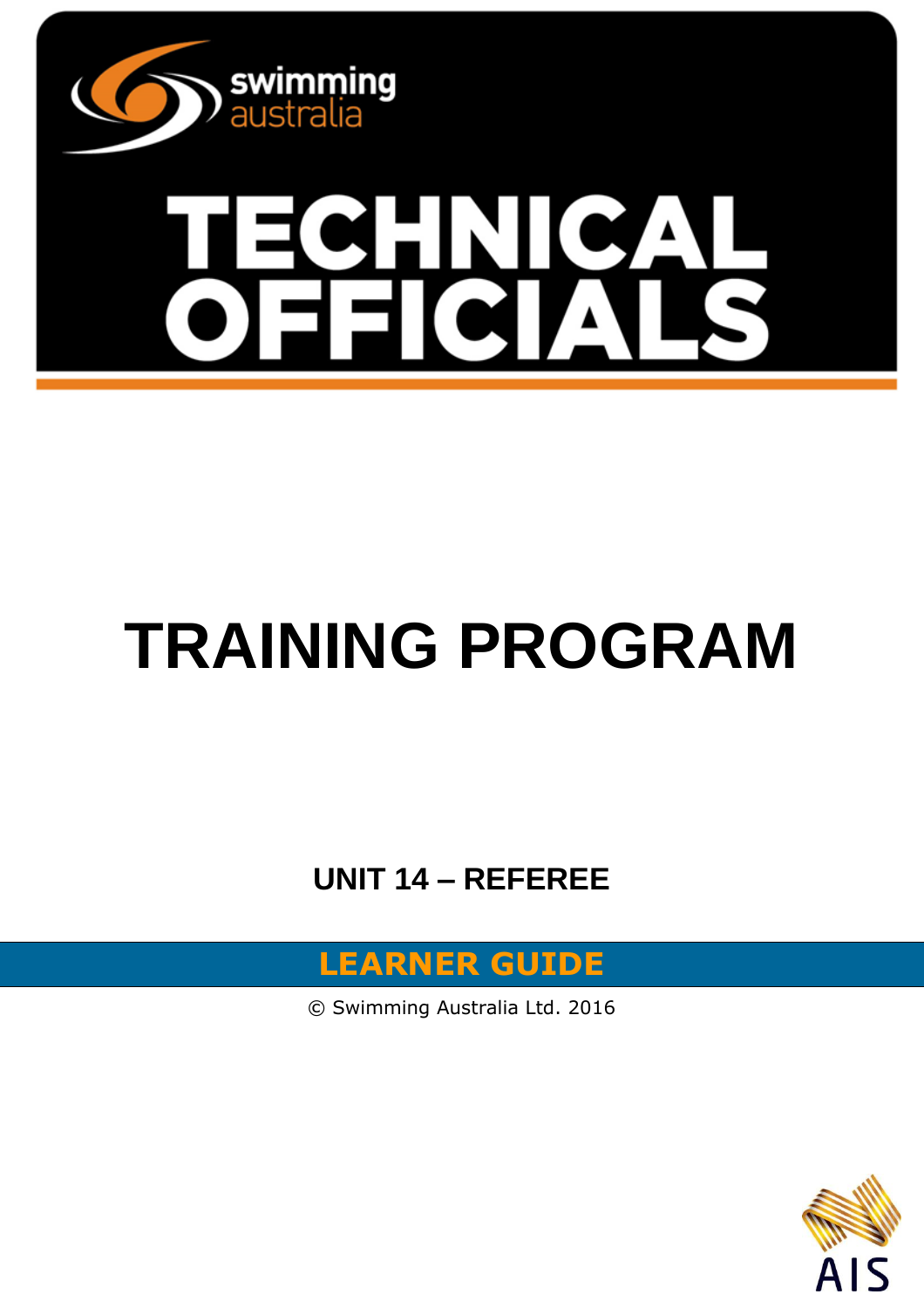swimming australia

# TECHNICAL OFFICIALS

# TRAINING PROGRAM

## UNIT 14 – REFEREE

**LEARNER GUIDE**

© Swimming Australia Ltd. 2016

AIS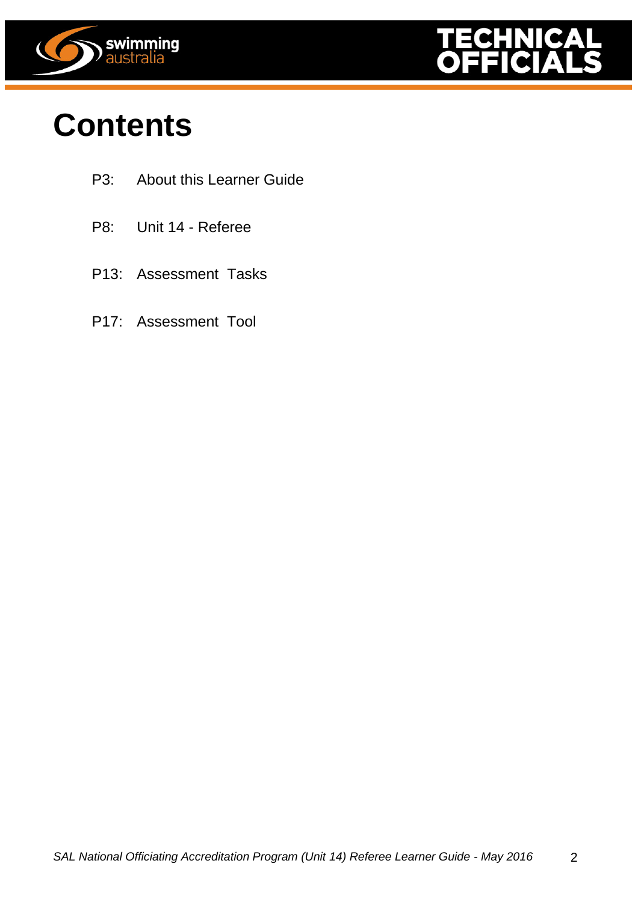# Contents

P3: About this Learner Guide

P8: Unit 14 - Referee

P13: Assessment Tasks

P17: Assessment Tool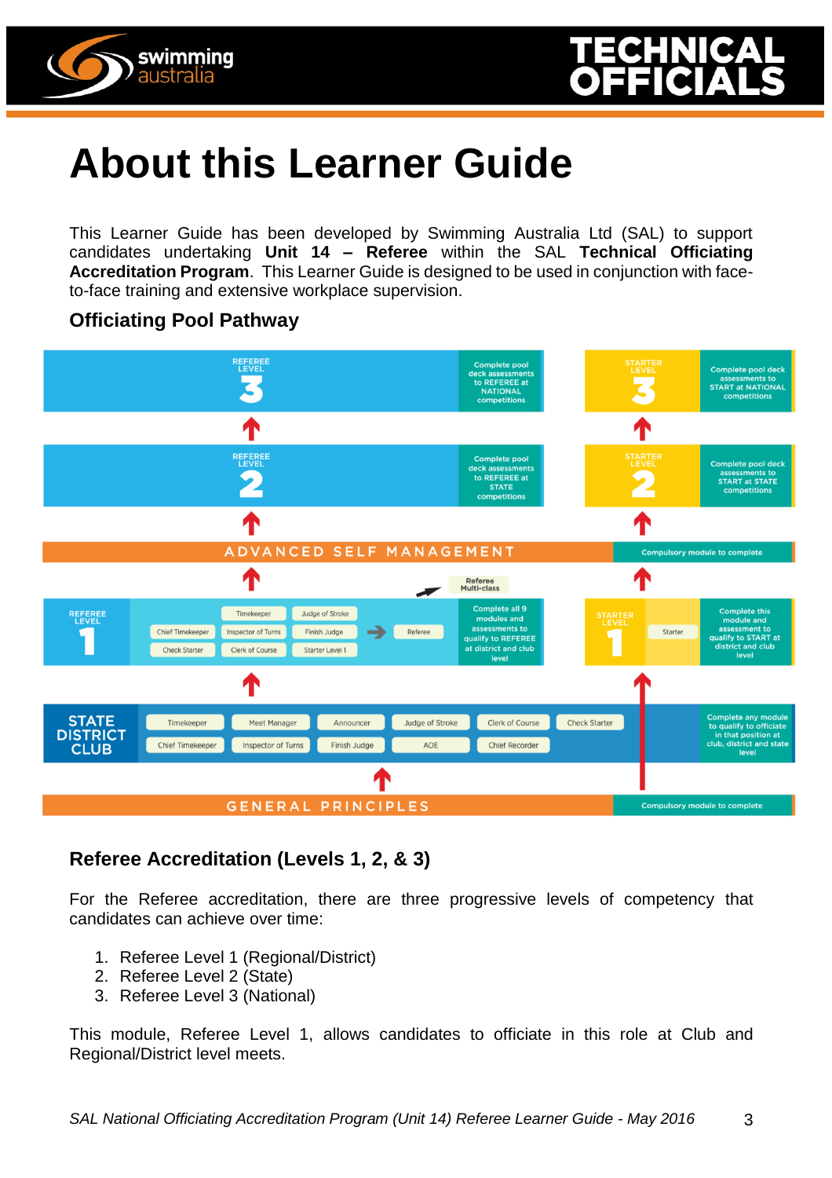# About this Learner Guide

This Learner Guide has been developed by Swimming Australia Ltd (SAL) to support candidates undertaking **Unit 14 – Referee** within the SAL **Technical Officiating Accreditation Program**. This Learner Guide is designed to be used in conjunction with face-to-face training and extensive workplace supervision.

### Officiating Pool Pathway

REFEREE LEVEL 3 — Complete pool deck assessments to REFEREE at NATIONAL competitions

STARTER LEVEL 3 — Complete pool deck assessments to START at NATIONAL competitions

REFEREE LEVEL 2 — Complete pool deck assessments to REFEREE at STATE competitions

STARTER LEVEL 2 — Complete pool deck assessments to START at STATE competitions

ADVANCED SELF MANAGEMENT — Compulsory module to complete

Referee Multi-class

REFEREE LEVEL 1 — Chief Timekeeper, Check Starter, Timekeeper, Inspector of Turns, Clerk of Course, Judge of Stroke, Finish Judge, Starter Level 1 → Referee — Complete all 9 modules and assessments to qualify to REFEREE at district and club level

STARTER LEVEL 1 — Starter — Complete this module and assessment to qualify to START at district and club level

STATE DISTRICT CLUB — Timekeeper, Meet Manager, Announcer, Judge of Stroke, Clerk of Course, Check Starter, Chief Timekeeper, Inspector of Turns, Finish Judge, AOE, Chief Recorder — Complete any module to qualify to officiate in that position at club, district and state level

GENERAL PRINCIPLES — Compulsory module to complete

### Referee Accreditation (Levels 1, 2, & 3)

For the Referee accreditation, there are three progressive levels of competency that candidates can achieve over time:

1. Referee Level 1 (Regional/District)
2. Referee Level 2 (State)
3. Referee Level 3 (National)

This module, Referee Level 1, allows candidates to officiate in this role at Club and Regional/District level meets.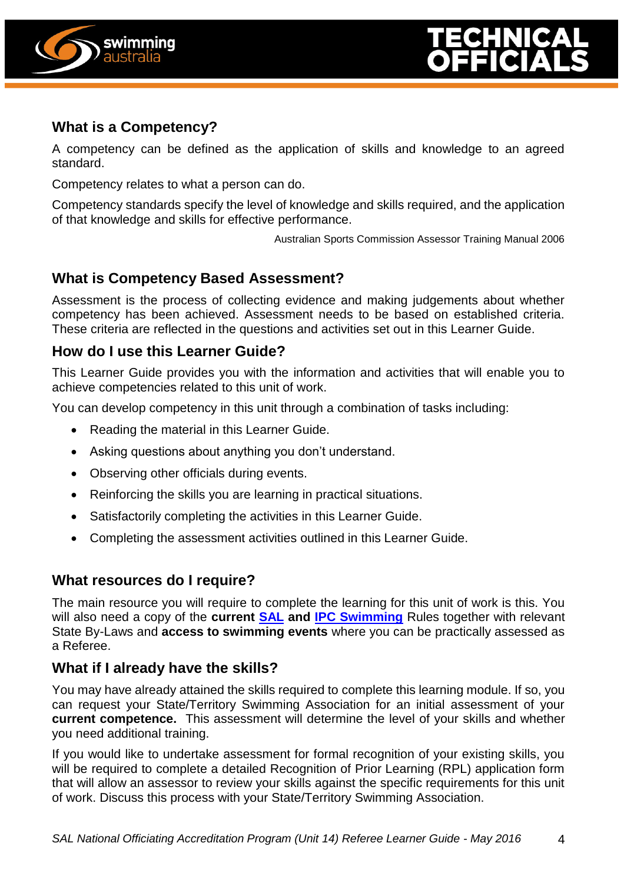## What is a Competency?

A competency can be defined as the application of skills and knowledge to an agreed standard.

Competency relates to what a person can do.

Competency standards specify the level of knowledge and skills required, and the application of that knowledge and skills for effective performance.

Australian Sports Commission Assessor Training Manual 2006

## What is Competency Based Assessment?

Assessment is the process of collecting evidence and making judgements about whether competency has been achieved. Assessment needs to be based on established criteria. These criteria are reflected in the questions and activities set out in this Learner Guide.

## How do I use this Learner Guide?

This Learner Guide provides you with the information and activities that will enable you to achieve competencies related to this unit of work.

You can develop competency in this unit through a combination of tasks including:

- Reading the material in this Learner Guide.
- Asking questions about anything you don't understand.
- Observing other officials during events.
- Reinforcing the skills you are learning in practical situations.
- Satisfactorily completing the activities in this Learner Guide.
- Completing the assessment activities outlined in this Learner Guide.

## What resources do I require?

The main resource you will require to complete the learning for this unit of work is this. You will also need a copy of the **current SAL and IPC Swimming** Rules together with relevant State By-Laws and **access to swimming events** where you can be practically assessed as a Referee.

## What if I already have the skills?

You may have already attained the skills required to complete this learning module. If so, you can request your State/Territory Swimming Association for an initial assessment of your **current competence.** This assessment will determine the level of your skills and whether you need additional training.

If you would like to undertake assessment for formal recognition of your existing skills, you will be required to complete a detailed Recognition of Prior Learning (RPL) application form that will allow an assessor to review your skills against the specific requirements for this unit of work. Discuss this process with your State/Territory Swimming Association.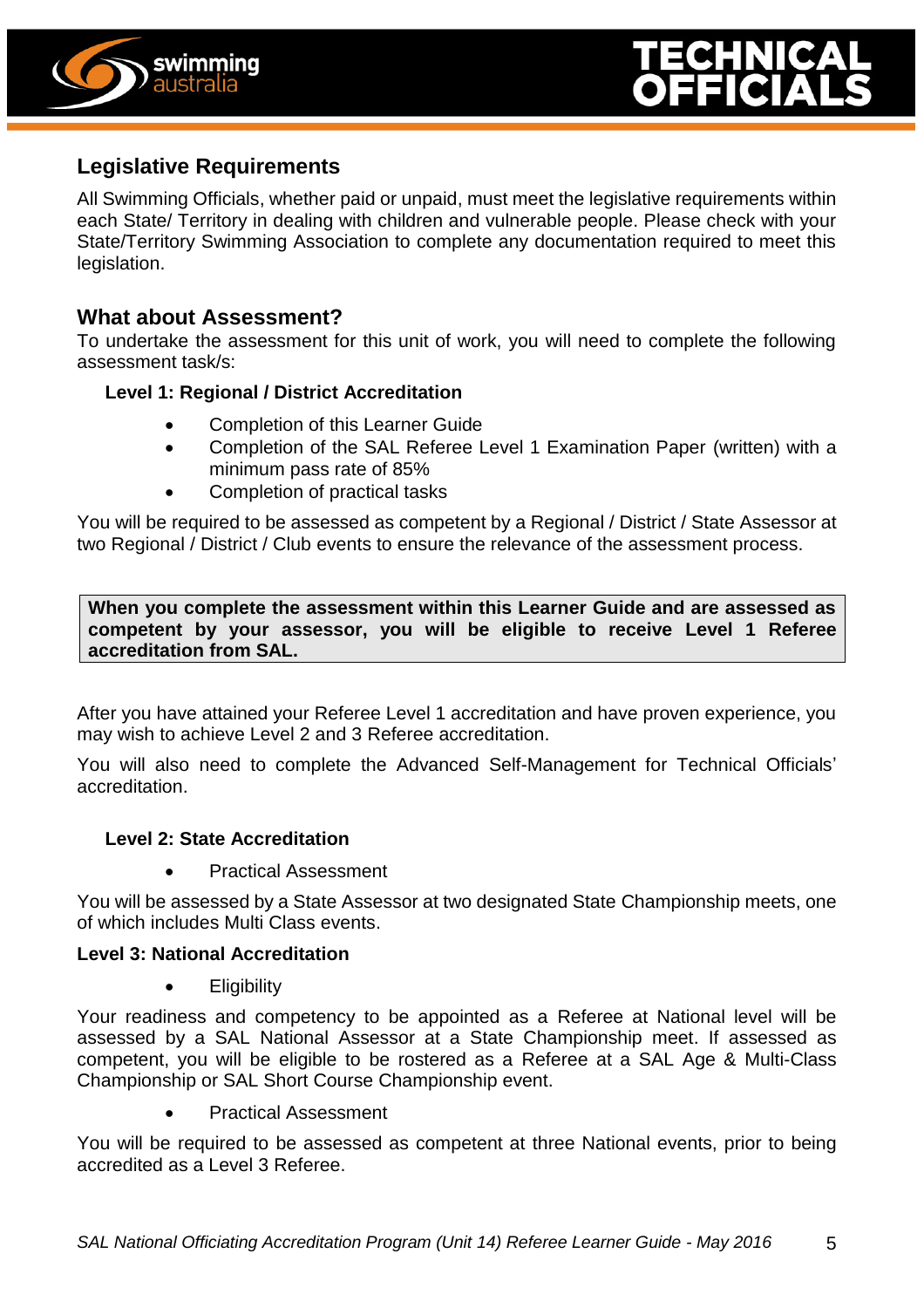## Legislative Requirements

All Swimming Officials, whether paid or unpaid, must meet the legislative requirements within each State/ Territory in dealing with children and vulnerable people. Please check with your State/Territory Swimming Association to complete any documentation required to meet this legislation.

## What about Assessment?

To undertake the assessment for this unit of work, you will need to complete the following assessment task/s:

### Level 1: Regional / District Accreditation

- Completion of this Learner Guide
- Completion of the SAL Referee Level 1 Examination Paper (written) with a minimum pass rate of 85%
- Completion of practical tasks

You will be required to be assessed as competent by a Regional / District / State Assessor at two Regional / District / Club events to ensure the relevance of the assessment process.

**When you complete the assessment within this Learner Guide and are assessed as competent by your assessor, you will be eligible to receive Level 1 Referee accreditation from SAL.**

After you have attained your Referee Level 1 accreditation and have proven experience, you may wish to achieve Level 2 and 3 Referee accreditation.

You will also need to complete the Advanced Self-Management for Technical Officials' accreditation.

### Level 2: State Accreditation

- Practical Assessment

You will be assessed by a State Assessor at two designated State Championship meets, one of which includes Multi Class events.

### Level 3: National Accreditation

- Eligibility

Your readiness and competency to be appointed as a Referee at National level will be assessed by a SAL National Assessor at a State Championship meet. If assessed as competent, you will be eligible to be rostered as a Referee at a SAL Age & Multi-Class Championship or SAL Short Course Championship event.

- Practical Assessment

You will be required to be assessed as competent at three National events, prior to being accredited as a Level 3 Referee.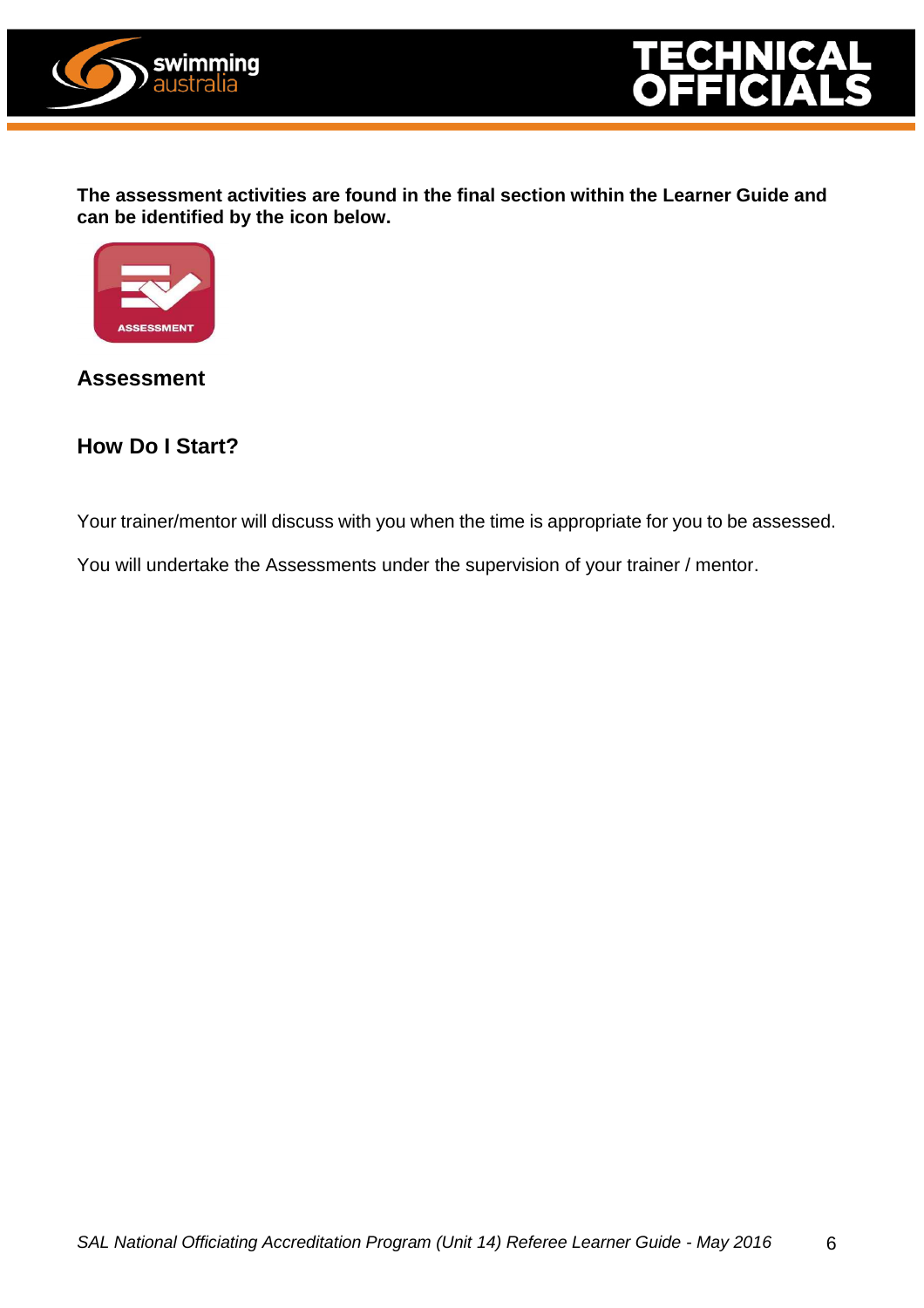**The assessment activities are found in the final section within the Learner Guide and can be identified by the icon below.**

## Assessment

## How Do I Start?

Your trainer/mentor will discuss with you when the time is appropriate for you to be assessed.

You will undertake the Assessments under the supervision of your trainer / mentor.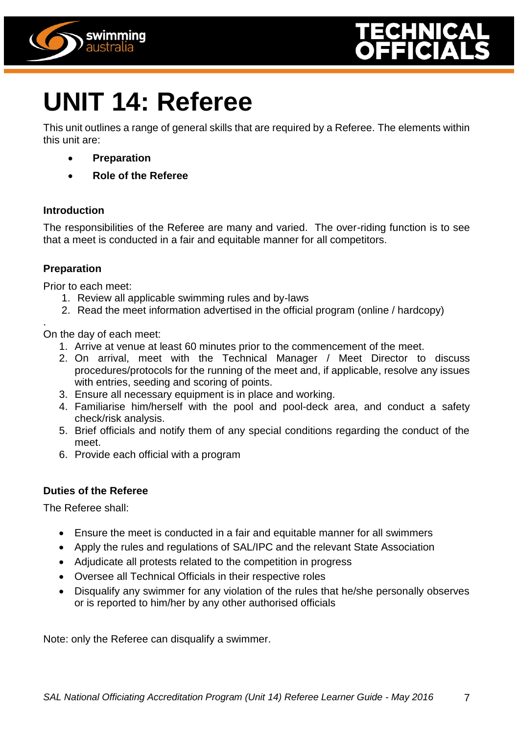# UNIT 14: Referee

This unit outlines a range of general skills that are required by a Referee. The elements within this unit are:

- **Preparation**
- **Role of the Referee**

### Introduction

The responsibilities of the Referee are many and varied. The over-riding function is to see that a meet is conducted in a fair and equitable manner for all competitors.

### Preparation

Prior to each meet:

1. Review all applicable swimming rules and by-laws
2. Read the meet information advertised in the official program (online / hardcopy)

.
On the day of each meet:

1. Arrive at venue at least 60 minutes prior to the commencement of the meet.
2. On arrival, meet with the Technical Manager / Meet Director to discuss procedures/protocols for the running of the meet and, if applicable, resolve any issues with entries, seeding and scoring of points.
3. Ensure all necessary equipment is in place and working.
4. Familiarise him/herself with the pool and pool-deck area, and conduct a safety check/risk analysis.
5. Brief officials and notify them of any special conditions regarding the conduct of the meet.
6. Provide each official with a program

### Duties of the Referee

The Referee shall:

- Ensure the meet is conducted in a fair and equitable manner for all swimmers
- Apply the rules and regulations of SAL/IPC and the relevant State Association
- Adjudicate all protests related to the competition in progress
- Oversee all Technical Officials in their respective roles
- Disqualify any swimmer for any violation of the rules that he/she personally observes or is reported to him/her by any other authorised officials

Note: only the Referee can disqualify a swimmer.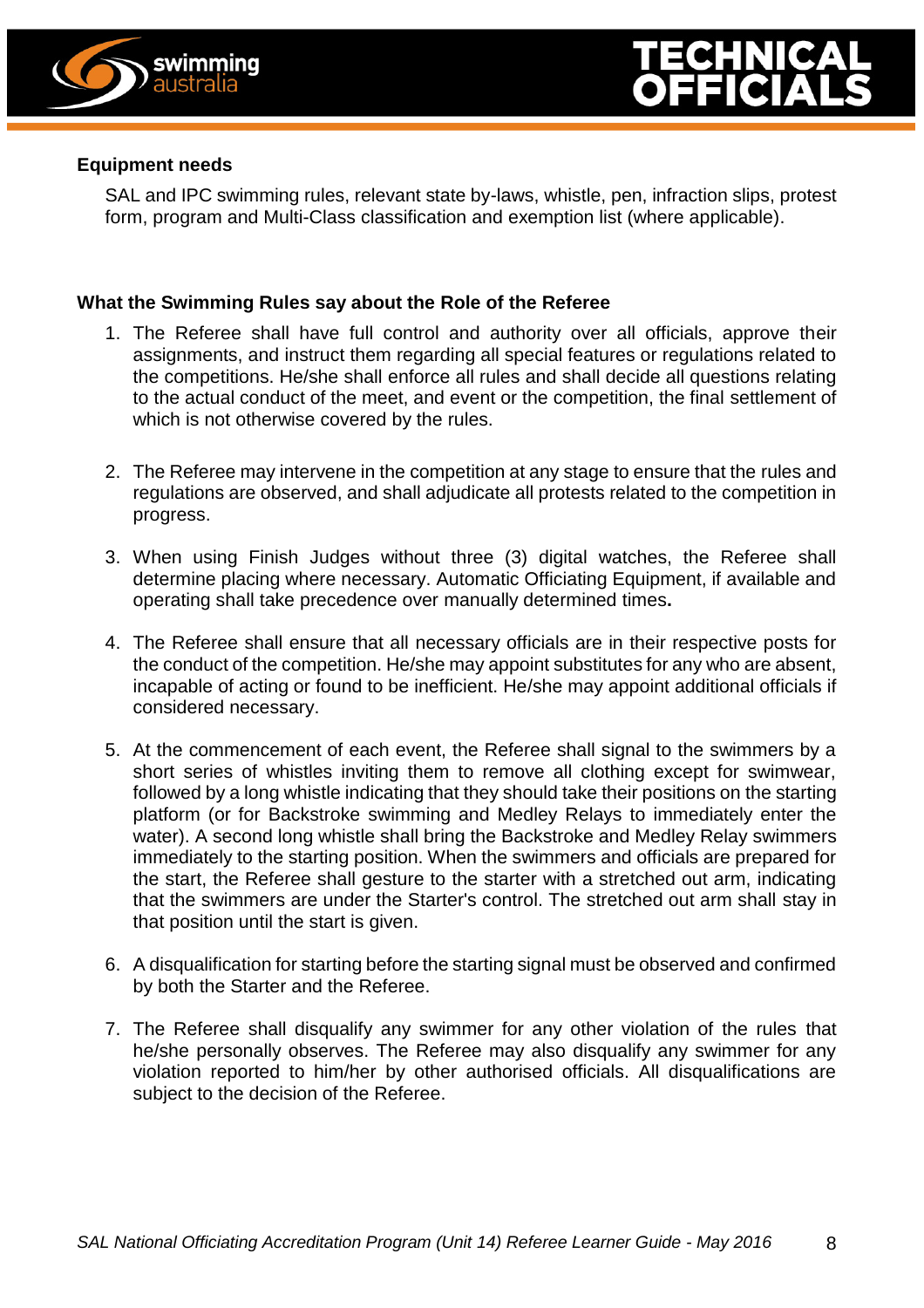## Equipment needs

SAL and IPC swimming rules, relevant state by-laws, whistle, pen, infraction slips, protest form, program and Multi-Class classification and exemption list (where applicable).

## What the Swimming Rules say about the Role of the Referee

1. The Referee shall have full control and authority over all officials, approve their assignments, and instruct them regarding all special features or regulations related to the competitions. He/she shall enforce all rules and shall decide all questions relating to the actual conduct of the meet, and event or the competition, the final settlement of which is not otherwise covered by the rules.

2. The Referee may intervene in the competition at any stage to ensure that the rules and regulations are observed, and shall adjudicate all protests related to the competition in progress.

3. When using Finish Judges without three (3) digital watches, the Referee shall determine placing where necessary. Automatic Officiating Equipment, if available and operating shall take precedence over manually determined times.

4. The Referee shall ensure that all necessary officials are in their respective posts for the conduct of the competition. He/she may appoint substitutes for any who are absent, incapable of acting or found to be inefficient. He/she may appoint additional officials if considered necessary.

5. At the commencement of each event, the Referee shall signal to the swimmers by a short series of whistles inviting them to remove all clothing except for swimwear, followed by a long whistle indicating that they should take their positions on the starting platform (or for Backstroke swimming and Medley Relays to immediately enter the water). A second long whistle shall bring the Backstroke and Medley Relay swimmers immediately to the starting position. When the swimmers and officials are prepared for the start, the Referee shall gesture to the starter with a stretched out arm, indicating that the swimmers are under the Starter's control. The stretched out arm shall stay in that position until the start is given.

6. A disqualification for starting before the starting signal must be observed and confirmed by both the Starter and the Referee.

7. The Referee shall disqualify any swimmer for any other violation of the rules that he/she personally observes. The Referee may also disqualify any swimmer for any violation reported to him/her by other authorised officials. All disqualifications are subject to the decision of the Referee.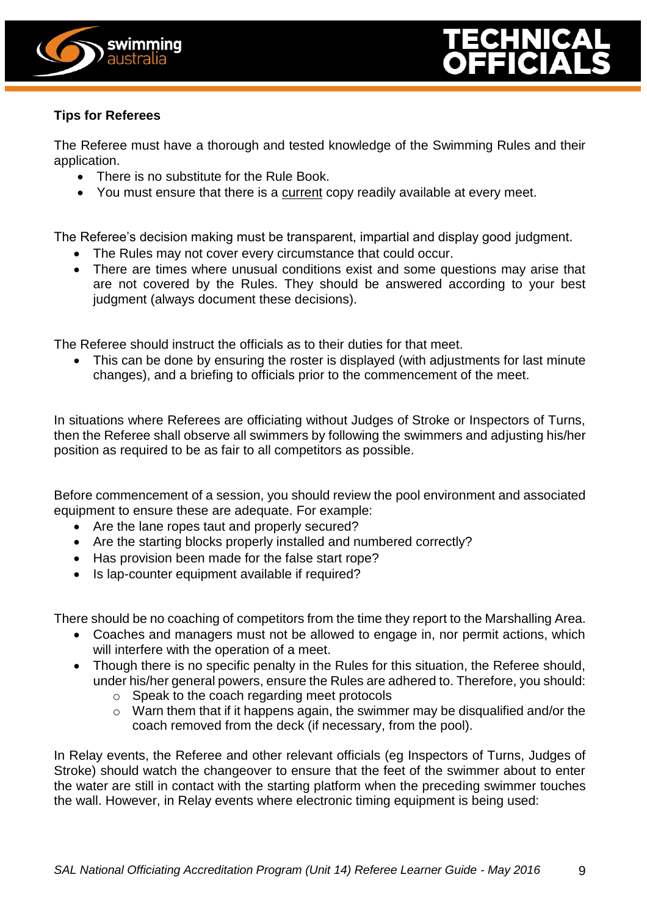**Tips for Referees**

The Referee must have a thorough and tested knowledge of the Swimming Rules and their application.

- There is no substitute for the Rule Book.
- You must ensure that there is a current copy readily available at every meet.

The Referee's decision making must be transparent, impartial and display good judgment.

- The Rules may not cover every circumstance that could occur.
- There are times where unusual conditions exist and some questions may arise that are not covered by the Rules. They should be answered according to your best judgment (always document these decisions).

The Referee should instruct the officials as to their duties for that meet.

- This can be done by ensuring the roster is displayed (with adjustments for last minute changes), and a briefing to officials prior to the commencement of the meet.

In situations where Referees are officiating without Judges of Stroke or Inspectors of Turns, then the Referee shall observe all swimmers by following the swimmers and adjusting his/her position as required to be as fair to all competitors as possible.

Before commencement of a session, you should review the pool environment and associated equipment to ensure these are adequate. For example:

- Are the lane ropes taut and properly secured?
- Are the starting blocks properly installed and numbered correctly?
- Has provision been made for the false start rope?
- Is lap-counter equipment available if required?

There should be no coaching of competitors from the time they report to the Marshalling Area.

- Coaches and managers must not be allowed to engage in, nor permit actions, which will interfere with the operation of a meet.
- Though there is no specific penalty in the Rules for this situation, the Referee should, under his/her general powers, ensure the Rules are adhered to. Therefore, you should:
    - Speak to the coach regarding meet protocols
    - Warn them that if it happens again, the swimmer may be disqualified and/or the coach removed from the deck (if necessary, from the pool).

In Relay events, the Referee and other relevant officials (eg Inspectors of Turns, Judges of Stroke) should watch the changeover to ensure that the feet of the swimmer about to enter the water are still in contact with the starting platform when the preceding swimmer touches the wall. However, in Relay events where electronic timing equipment is being used: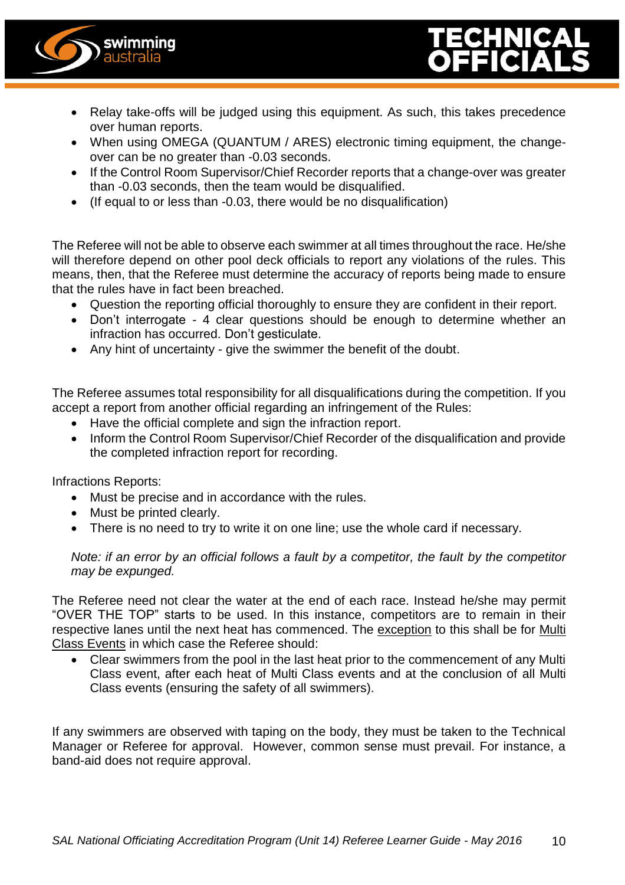- Relay take-offs will be judged using this equipment. As such, this takes precedence over human reports.
- When using OMEGA (QUANTUM / ARES) electronic timing equipment, the change-over can be no greater than -0.03 seconds.
- If the Control Room Supervisor/Chief Recorder reports that a change-over was greater than -0.03 seconds, then the team would be disqualified.
- (If equal to or less than -0.03, there would be no disqualification)

The Referee will not be able to observe each swimmer at all times throughout the race. He/she will therefore depend on other pool deck officials to report any violations of the rules. This means, then, that the Referee must determine the accuracy of reports being made to ensure that the rules have in fact been breached.

- Question the reporting official thoroughly to ensure they are confident in their report.
- Don't interrogate - 4 clear questions should be enough to determine whether an infraction has occurred. Don't gesticulate.
- Any hint of uncertainty - give the swimmer the benefit of the doubt.

The Referee assumes total responsibility for all disqualifications during the competition. If you accept a report from another official regarding an infringement of the Rules:

- Have the official complete and sign the infraction report.
- Inform the Control Room Supervisor/Chief Recorder of the disqualification and provide the completed infraction report for recording.

Infractions Reports:

- Must be precise and in accordance with the rules.
- Must be printed clearly.
- There is no need to try to write it on one line; use the whole card if necessary.

*Note: if an error by an official follows a fault by a competitor, the fault by the competitor may be expunged.*

The Referee need not clear the water at the end of each race. Instead he/she may permit "OVER THE TOP" starts to be used. In this instance, competitors are to remain in their respective lanes until the next heat has commenced. The <u>exception</u> to this shall be for <u>Multi Class Events</u> in which case the Referee should:

- Clear swimmers from the pool in the last heat prior to the commencement of any Multi Class event, after each heat of Multi Class events and at the conclusion of all Multi Class events (ensuring the safety of all swimmers).

If any swimmers are observed with taping on the body, they must be taken to the Technical Manager or Referee for approval. However, common sense must prevail. For instance, a band-aid does not require approval.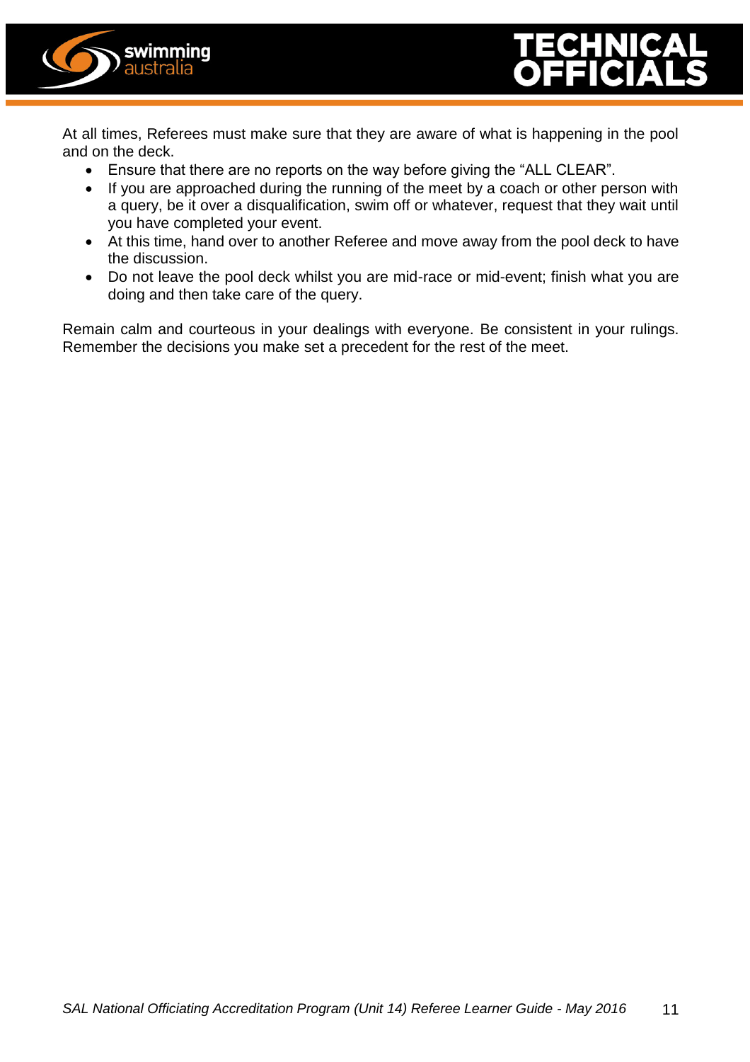At all times, Referees must make sure that they are aware of what is happening in the pool and on the deck.

- Ensure that there are no reports on the way before giving the "ALL CLEAR".
- If you are approached during the running of the meet by a coach or other person with a query, be it over a disqualification, swim off or whatever, request that they wait until you have completed your event.
- At this time, hand over to another Referee and move away from the pool deck to have the discussion.
- Do not leave the pool deck whilst you are mid-race or mid-event; finish what you are doing and then take care of the query.

Remain calm and courteous in your dealings with everyone. Be consistent in your rulings. Remember the decisions you make set a precedent for the rest of the meet.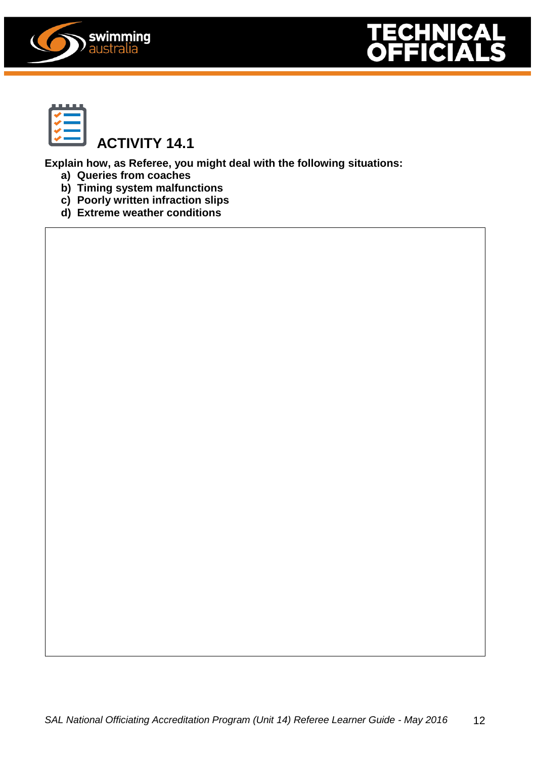## ACTIVITY 14.1

**Explain how, as Referee, you might deal with the following situations:**

a) **Queries from coaches**
b) **Timing system malfunctions**
c) **Poorly written infraction slips**
d) **Extreme weather conditions**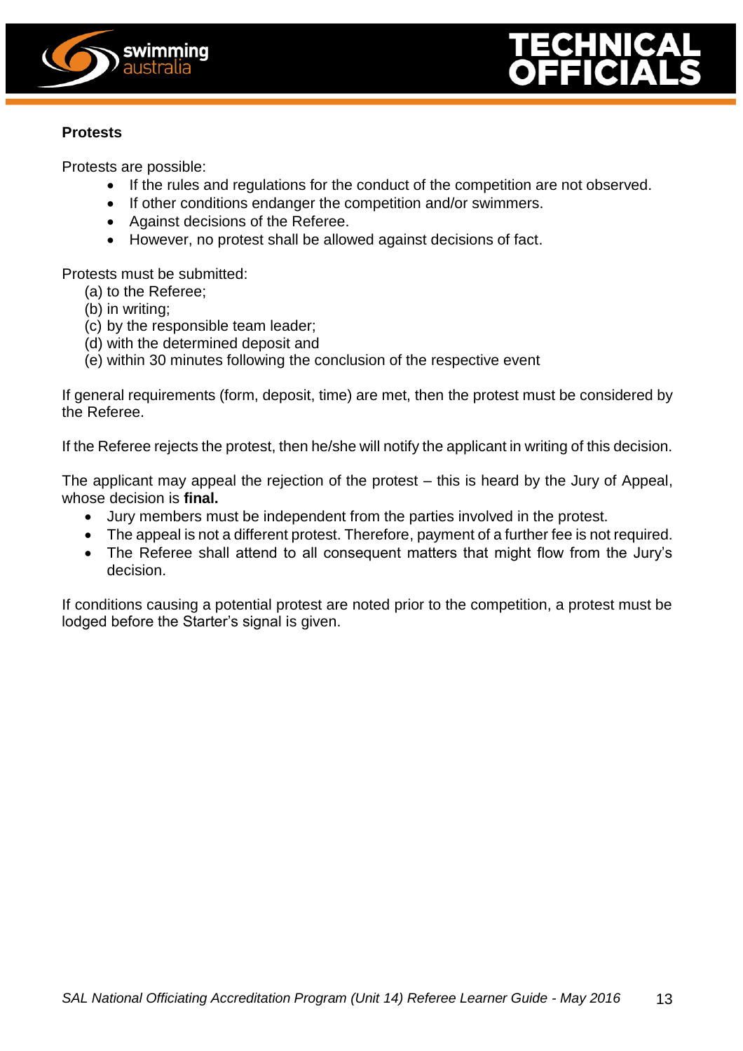## Protests

Protests are possible:

- If the rules and regulations for the conduct of the competition are not observed.
- If other conditions endanger the competition and/or swimmers.
- Against decisions of the Referee.
- However, no protest shall be allowed against decisions of fact.

Protests must be submitted:

(a) to the Referee;
(b) in writing;
(c) by the responsible team leader;
(d) with the determined deposit and
(e) within 30 minutes following the conclusion of the respective event

If general requirements (form, deposit, time) are met, then the protest must be considered by the Referee.

If the Referee rejects the protest, then he/she will notify the applicant in writing of this decision.

The applicant may appeal the rejection of the protest – this is heard by the Jury of Appeal, whose decision is **final.**

- Jury members must be independent from the parties involved in the protest.
- The appeal is not a different protest. Therefore, payment of a further fee is not required.
- The Referee shall attend to all consequent matters that might flow from the Jury's decision.

If conditions causing a potential protest are noted prior to the competition, a protest must be lodged before the Starter's signal is given.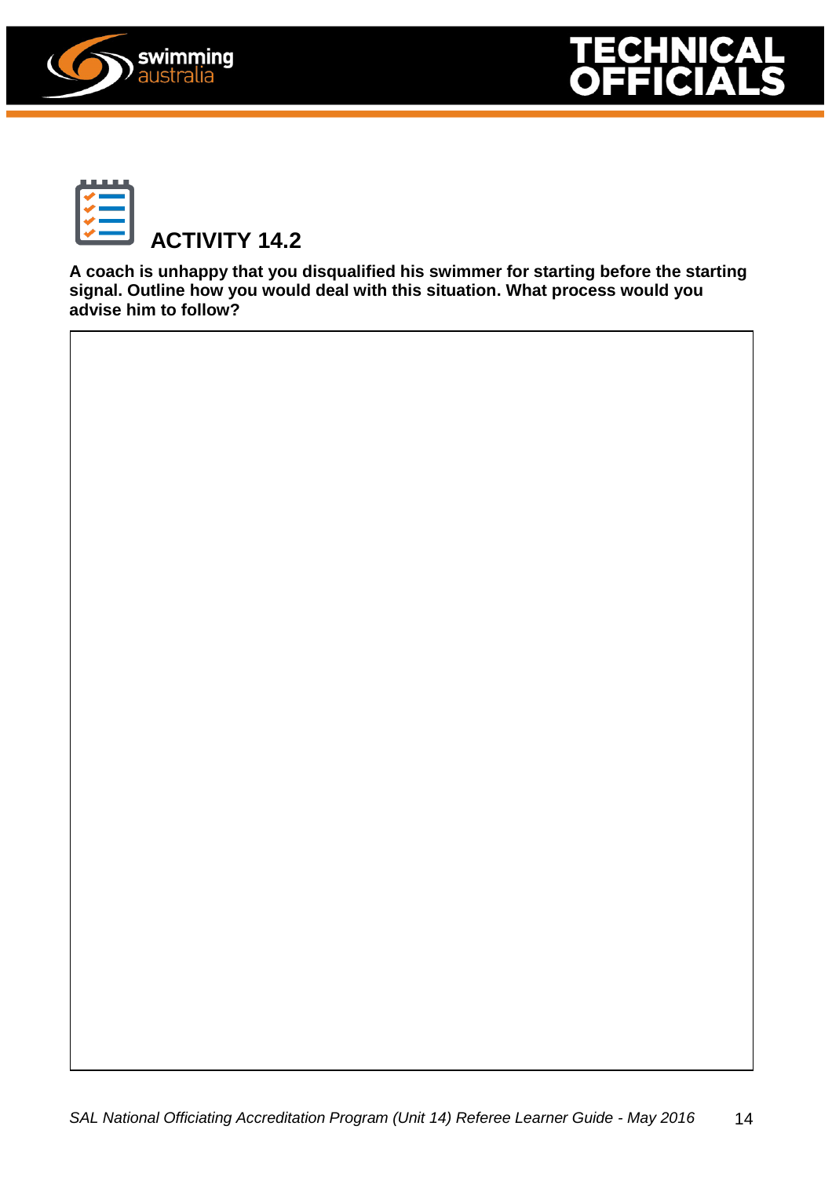## ACTIVITY 14.2

**A coach is unhappy that you disqualified his swimmer for starting before the starting signal. Outline how you would deal with this situation. What process would you advise him to follow?**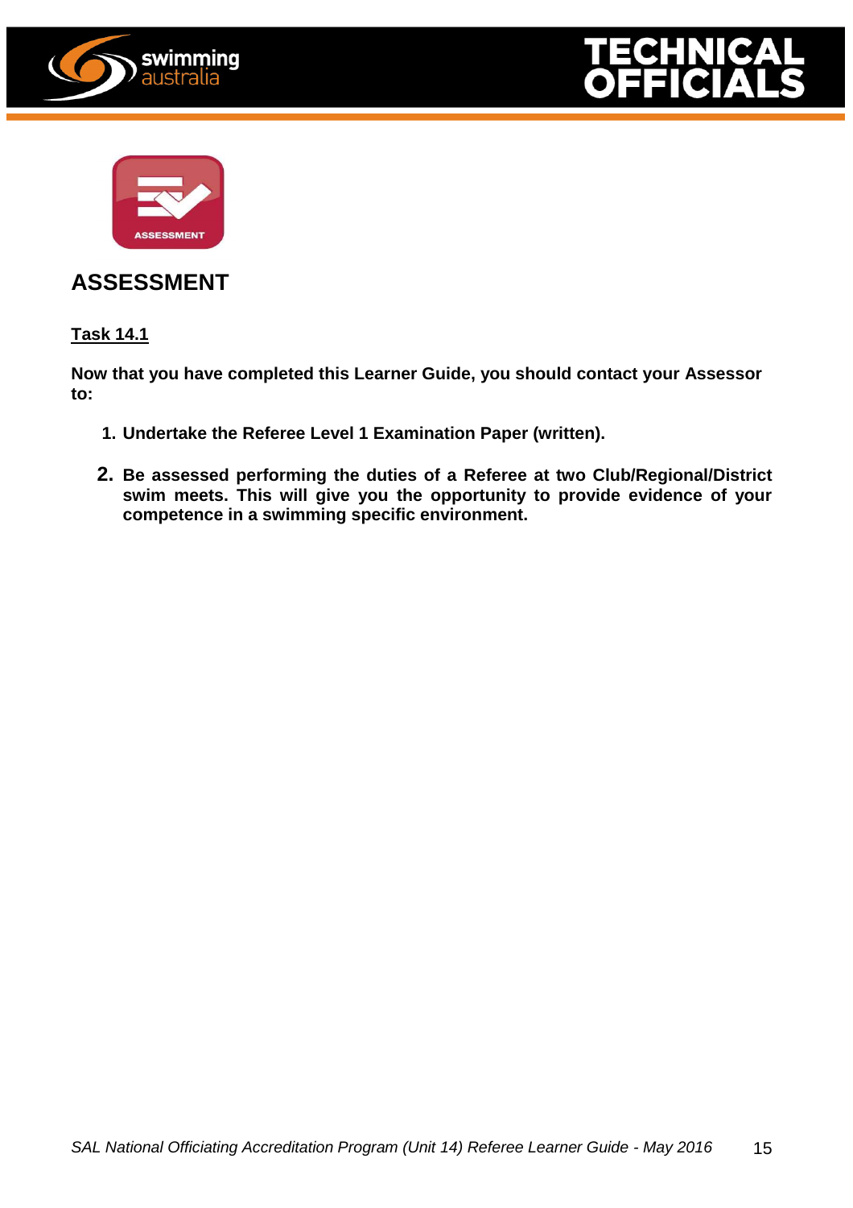## ASSESSMENT

**Task 14.1**

**Now that you have completed this Learner Guide, you should contact your Assessor to:**

1. **Undertake the Referee Level 1 Examination Paper (written).**
2. **Be assessed performing the duties of a Referee at two Club/Regional/District swim meets. This will give you the opportunity to provide evidence of your competence in a swimming specific environment.**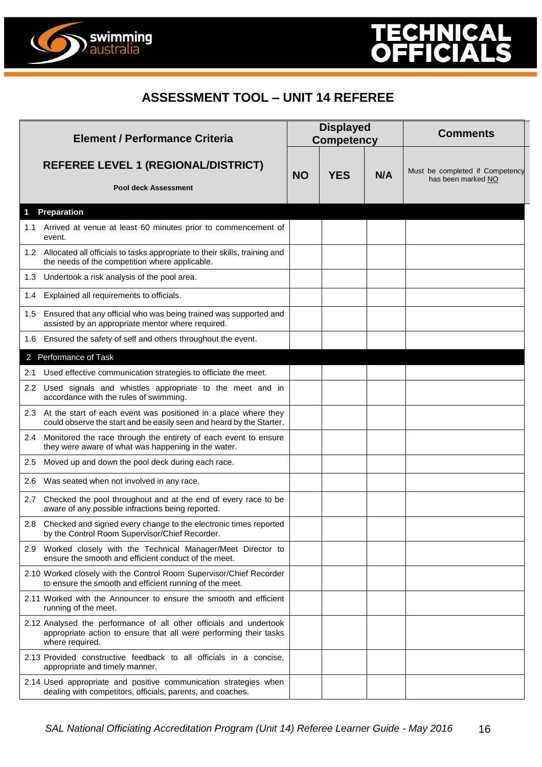# ASSESSMENT TOOL – UNIT 14 REFEREE

| Element / Performance Criteria<br><br>**REFEREE LEVEL 1 (REGIONAL/DISTRICT)**<br><br>**Pool deck Assessment** | Displayed Competency | | | Comments |
|---|---|---|---|---|
| | **NO** | **YES** | **N/A** | Must be completed if Competency has been marked NO |
| **1 Preparation** | | | | |
| 1.1 Arrived at venue at least 60 minutes prior to commencement of event. | | | | |
| 1.2 Allocated all officials to tasks appropriate to their skills, training and the needs of the competition where applicable. | | | | |
| 1.3 Undertook a risk analysis of the pool area. | | | | |
| 1.4 Explained all requirements to officials. | | | | |
| 1.5 Ensured that any official who was being trained was supported and assisted by an appropriate mentor where required. | | | | |
| 1.6 Ensured the safety of self and others throughout the event. | | | | |
| 2 Performance of Task | | | | |
| 2.1 Used effective communication strategies to officiate the meet. | | | | |
| 2.2 Used signals and whistles appropriate to the meet and in accordance with the rules of swimming. | | | | |
| 2.3 At the start of each event was positioned in a place where they could observe the start and be easily seen and heard by the Starter. | | | | |
| 2.4 Monitored the race through the entirety of each event to ensure they were aware of what was happening in the water. | | | | |
| 2.5 Moved up and down the pool deck during each race. | | | | |
| 2.6 Was seated when not involved in any race. | | | | |
| 2.7 Checked the pool throughout and at the end of every race to be aware of any possible infractions being reported. | | | | |
| 2.8 Checked and signed every change to the electronic times reported by the Control Room Supervisor/Chief Recorder. | | | | |
| 2.9 Worked closely with the Technical Manager/Meet Director to ensure the smooth and efficient conduct of the meet. | | | | |
| 2.10 Worked closely with the Control Room Supervisor/Chief Recorder to ensure the smooth and efficient running of the meet. | | | | |
| 2.11 Worked with the Announcer to ensure the smooth and efficient running of the meet. | | | | |
| 2.12 Analysed the performance of all other officials and undertook appropriate action to ensure that all were performing their tasks where required. | | | | |
| 2.13 Provided constructive feedback to all officials in a concise, appropriate and timely manner. | | | | |
| 2.14 Used appropriate and positive communication strategies when dealing with competitors, officials, parents, and coaches. | | | | |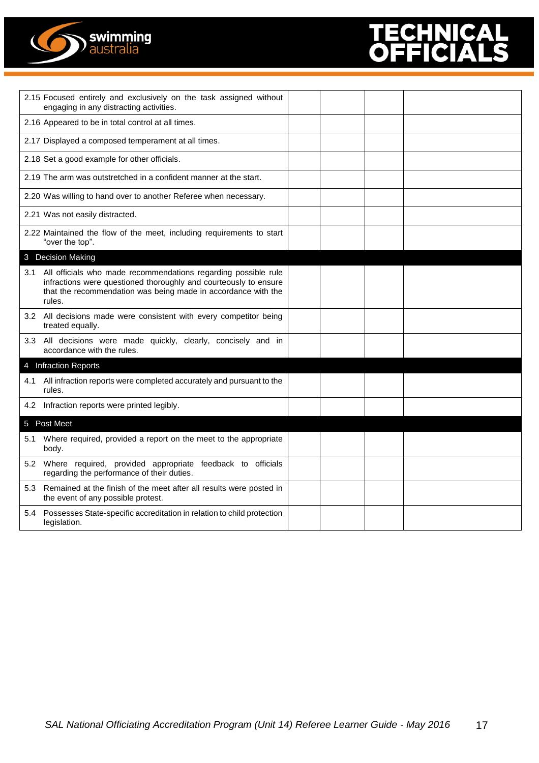| | | | | |
|---|---|---|---|---|
| 2.15 Focused entirely and exclusively on the task assigned without engaging in any distracting activities. | | | | |
| 2.16 Appeared to be in total control at all times. | | | | |
| 2.17 Displayed a composed temperament at all times. | | | | |
| 2.18 Set a good example for other officials. | | | | |
| 2.19 The arm was outstretched in a confident manner at the start. | | | | |
| 2.20 Was willing to hand over to another Referee when necessary. | | | | |
| 2.21 Was not easily distracted. | | | | |
| 2.22 Maintained the flow of the meet, including requirements to start "over the top". | | | | |
| **3 Decision Making** | | | | |
| 3.1 All officials who made recommendations regarding possible rule infractions were questioned thoroughly and courteously to ensure that the recommendation was being made in accordance with the rules. | | | | |
| 3.2 All decisions made were consistent with every competitor being treated equally. | | | | |
| 3.3 All decisions were made quickly, clearly, concisely and in accordance with the rules. | | | | |
| **4 Infraction Reports** | | | | |
| 4.1 All infraction reports were completed accurately and pursuant to the rules. | | | | |
| 4.2 Infraction reports were printed legibly. | | | | |
| **5 Post Meet** | | | | |
| 5.1 Where required, provided a report on the meet to the appropriate body. | | | | |
| 5.2 Where required, provided appropriate feedback to officials regarding the performance of their duties. | | | | |
| 5.3 Remained at the finish of the meet after all results were posted in the event of any possible protest. | | | | |
| 5.4 Possesses State-specific accreditation in relation to child protection legislation. | | | | |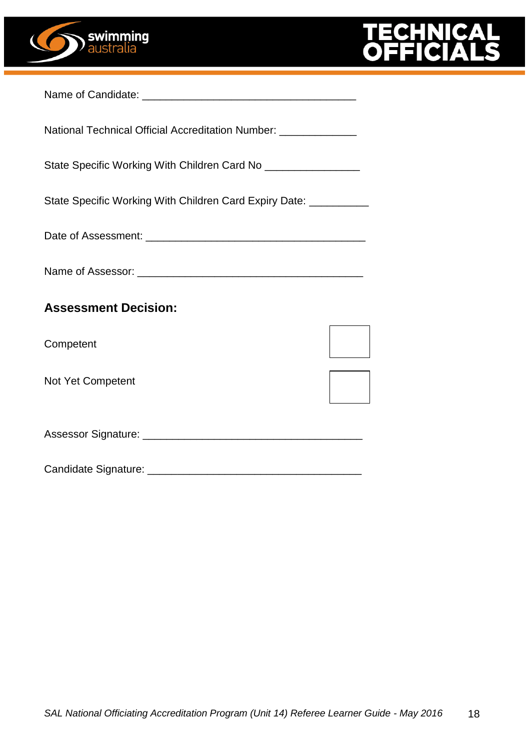Name of Candidate: ___________________________________

National Technical Official Accreditation Number: ____________

State Specific Working With Children Card No _______________

State Specific Working With Children Card Expiry Date: _________

Date of Assessment: ____________________________________

Name of Assessor: _____________________________________

**Assessment Decision:**

Competent ☐

Not Yet Competent ☐

Assessor Signature: ____________________________________

Candidate Signature: ___________________________________